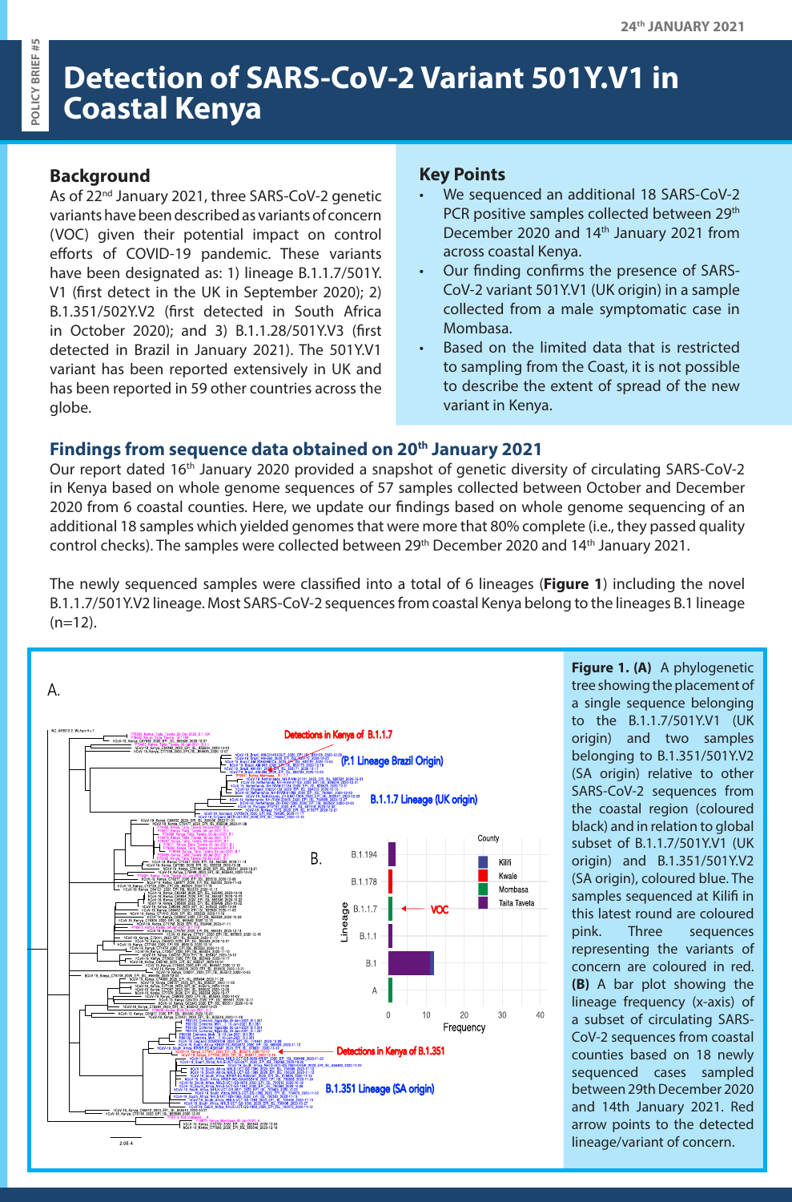# Detection of SARS-CoV-2 Variant 501Y.V1 in Coastal Kenya

24th JANUARY 2021

POLICY BRIEF #5

## Background

As of 22nd January 2021, three SARS-CoV-2 genetic variants have been described as variants of concern (VOC) given their potential impact on control efforts of COVID-19 pandemic. These variants have been designated as: 1) lineage B.1.1.7/501Y.V1 (first detect in the UK in September 2020); 2) B.1.351/502Y.V2 (first detected in South Africa in October 2020); and 3) B.1.1.28/501Y.V3 (first detected in Brazil in January 2021). The 501Y.V1 variant has been reported extensively in UK and has been reported in 59 other countries across the globe.

## Key Points

- We sequenced an additional 18 SARS-CoV-2 PCR positive samples collected between 29th December 2020 and 14th January 2021 from across coastal Kenya.
- Our finding confirms the presence of SARS-CoV-2 variant 501Y.V1 (UK origin) in a sample collected from a male symptomatic case in Mombasa.
- Based on the limited data that is restricted to sampling from the Coast, it is not possible to describe the extent of spread of the new variant in Kenya.

## Findings from sequence data obtained on 20th January 2021

Our report dated 16th January 2020 provided a snapshot of genetic diversity of circulating SARS-CoV-2 in Kenya based on whole genome sequences of 57 samples collected between October and December 2020 from 6 coastal counties. Here, we update our findings based on whole genome sequencing of an additional 18 samples which yielded genomes that were more that 80% complete (i.e., they passed quality control checks). The samples were collected between 29th December 2020 and 14th January 2021.

The newly sequenced samples were classified into a total of 6 lineages (**Figure 1**) including the novel B.1.1.7/501Y.V2 lineage. Most SARS-CoV-2 sequences from coastal Kenya belong to the lineages B.1 lineage (n=12).

**Figure 1. (A)** A phylogenetic tree showing the placement of a single sequence belonging to the B.1.1.7/501Y.V1 (UK origin) and two samples belonging to B.1.351/501Y.V2 (SA origin) relative to other SARS-CoV-2 sequences from the coastal region (coloured black) and in relation to global subset of B.1.1.7/501Y.V1 (UK origin) and B.1.351/501Y.V2 (SA origin), coloured blue. The samples sequenced at Kilifi in this latest round are coloured pink. Three sequences representing the variants of concern are coloured in red. **(B)** A bar plot showing the lineage frequency (x-axis) of a subset of circulating SARS-CoV-2 sequences from coastal counties based on 18 newly sequenced cases sampled between 29th December 2020 and 14th January 2021. Red arrow points to the detected lineage/variant of concern.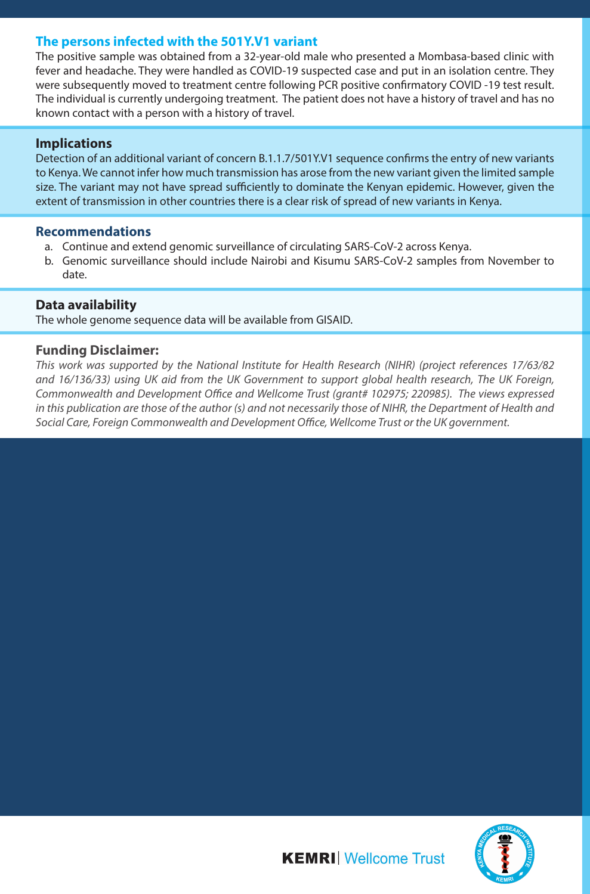### The persons infected with the 501Y.V1 variant

The positive sample was obtained from a 32-year-old male who presented a Mombasa-based clinic with fever and headache. They were handled as COVID-19 suspected case and put in an isolation centre. They were subsequently moved to treatment centre following PCR positive confirmatory COVID -19 test result. The individual is currently undergoing treatment. The patient does not have a history of travel and has no known contact with a person with a history of travel.

### Implications

Detection of an additional variant of concern B.1.1.7/501Y.V1 sequence confirms the entry of new variants to Kenya. We cannot infer how much transmission has arose from the new variant given the limited sample size. The variant may not have spread sufficiently to dominate the Kenyan epidemic. However, given the extent of transmission in other countries there is a clear risk of spread of new variants in Kenya.

### Recommendations

a. Continue and extend genomic surveillance of circulating SARS-CoV-2 across Kenya.
b. Genomic surveillance should include Nairobi and Kisumu SARS-CoV-2 samples from November to date.

### Data availability

The whole genome sequence data will be available from GISAID.

### Funding Disclaimer:

*This work was supported by the National Institute for Health Research (NIHR) (project references 17/63/82 and 16/136/33) using UK aid from the UK Government to support global health research, The UK Foreign, Commonwealth and Development Office and Wellcome Trust (grant# 102975; 220985). The views expressed in this publication are those of the author (s) and not necessarily those of NIHR, the Department of Health and Social Care, Foreign Commonwealth and Development Office, Wellcome Trust or the UK government.*

**KEMRI** | Wellcome Trust